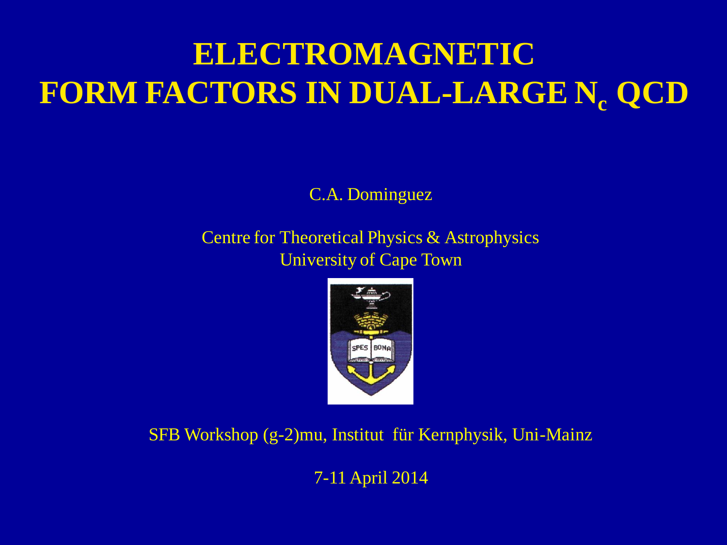# ELECTROMAGNETIC FORM FACTORS IN DUAL-LARGE $N_c$ QCD

C.A. Dominguez

Centre for Theoretical Physics & Astrophysics
University of Cape Town

SFB Workshop (g-2)mu, Institut für Kernphysik, Uni-Mainz

7-11 April 2014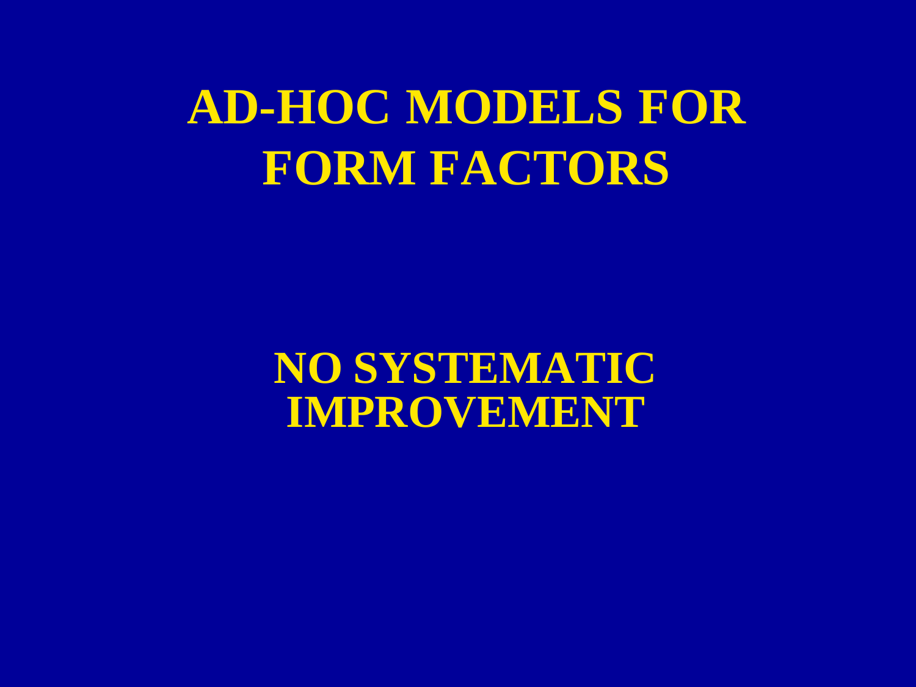# AD-HOC MODELS FOR FORM FACTORS

**NO SYSTEMATIC IMPROVEMENT**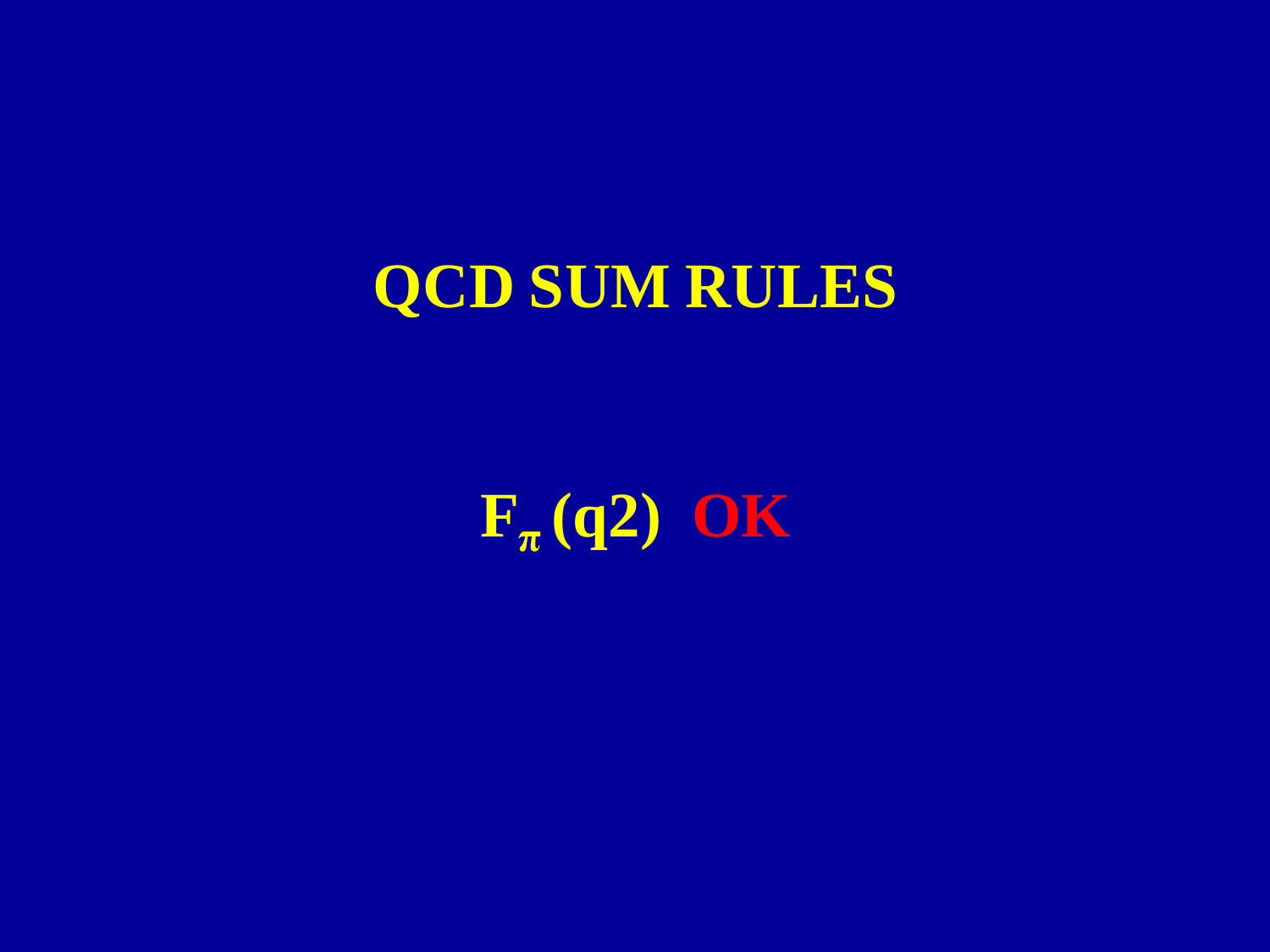# QCD SUM RULES

**$F_{\pi}$ (q2) OK**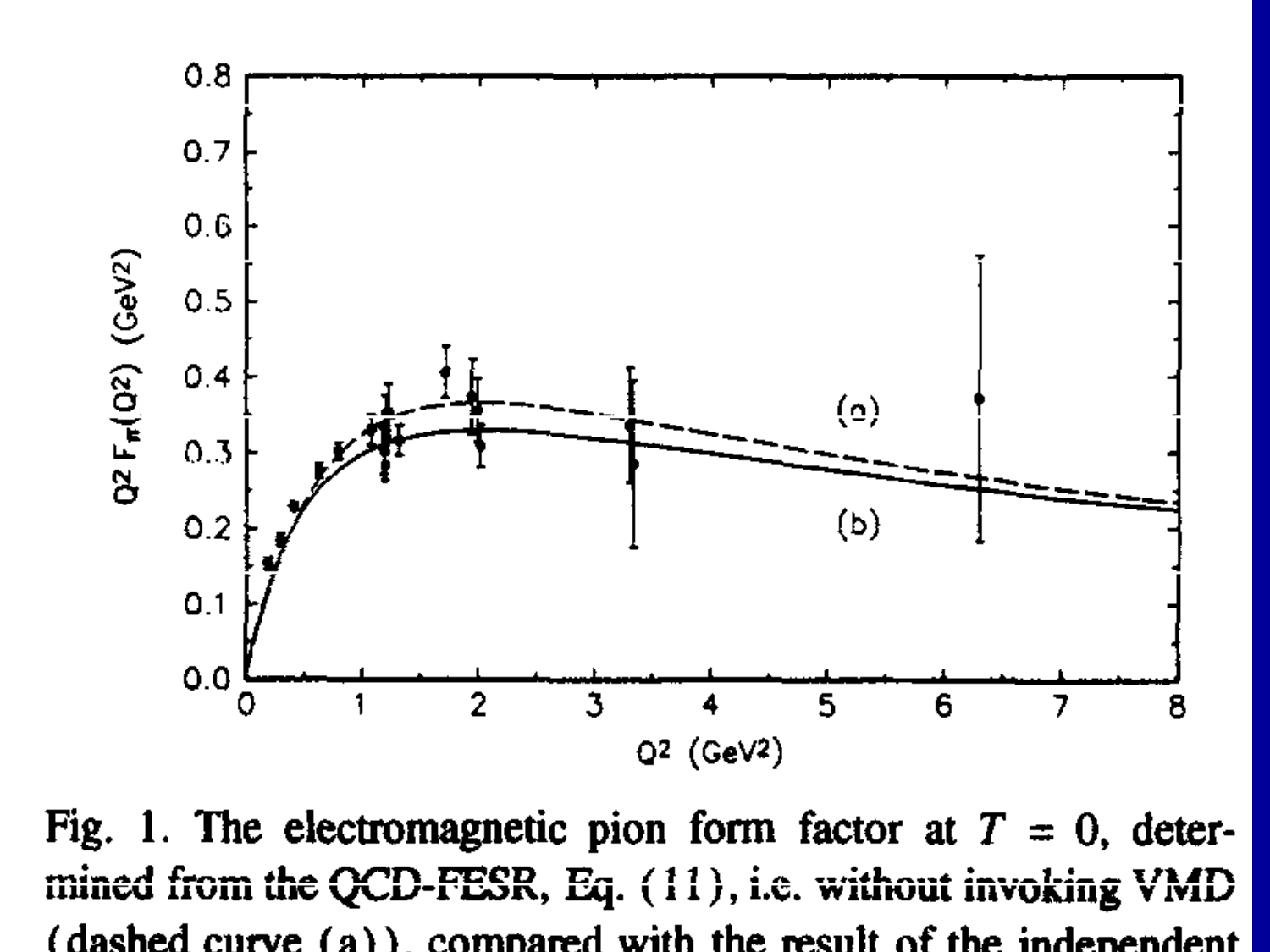Fig. 1. The electromagnetic pion form factor at $T = 0$, determined from the QCD-FESR, Eq. (11), i.e. without invoking VMD (dashed curve (a)), compared with the result of the independent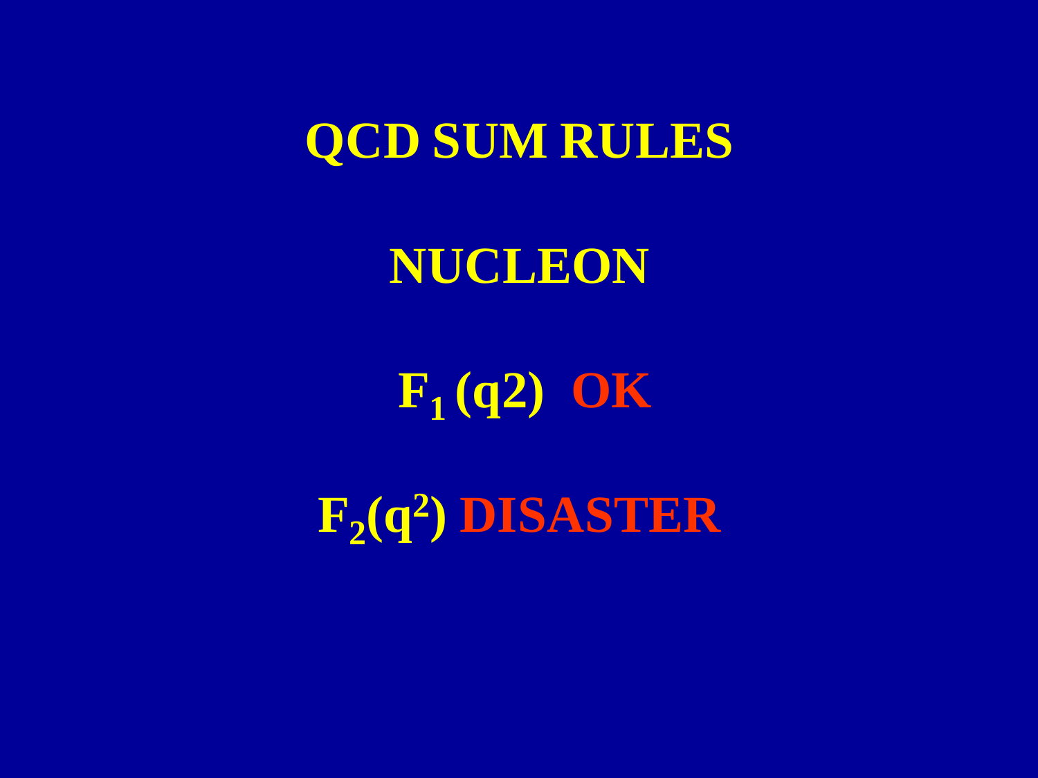# QCD SUM RULES

## NUCLEON

$F_1$ (q2) **OK**

$F_2(q^2)$ **DISASTER**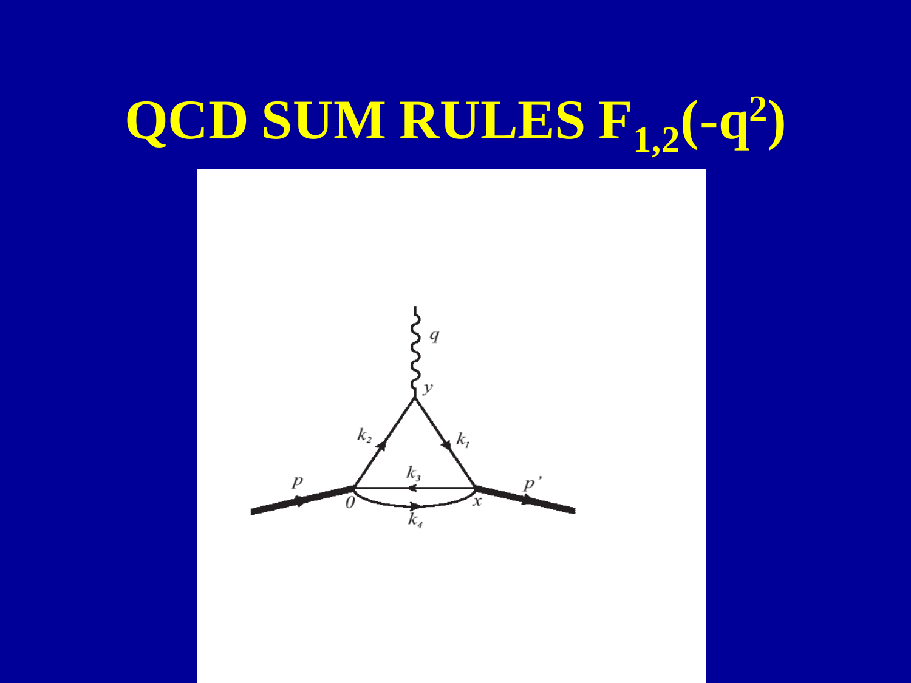# QCD SUM RULES $F_{1,2}(-q^2)$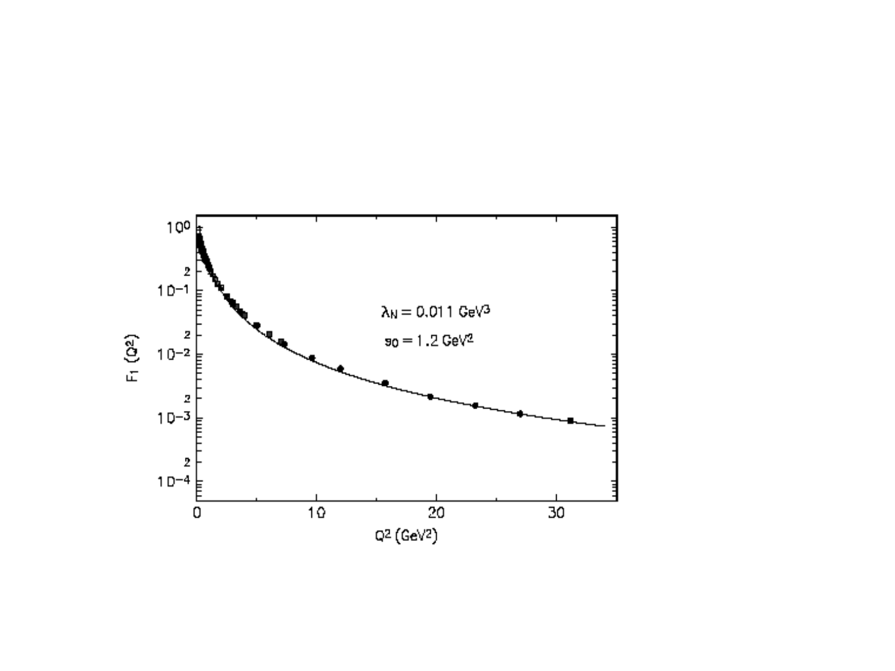$\lambda_N = 0.011\ \mathrm{GeV}^3$

$s_0 = 1.2\ \mathrm{GeV}^2$

$F_1(Q^2)$ vs. $Q^2\ (\mathrm{GeV}^2)$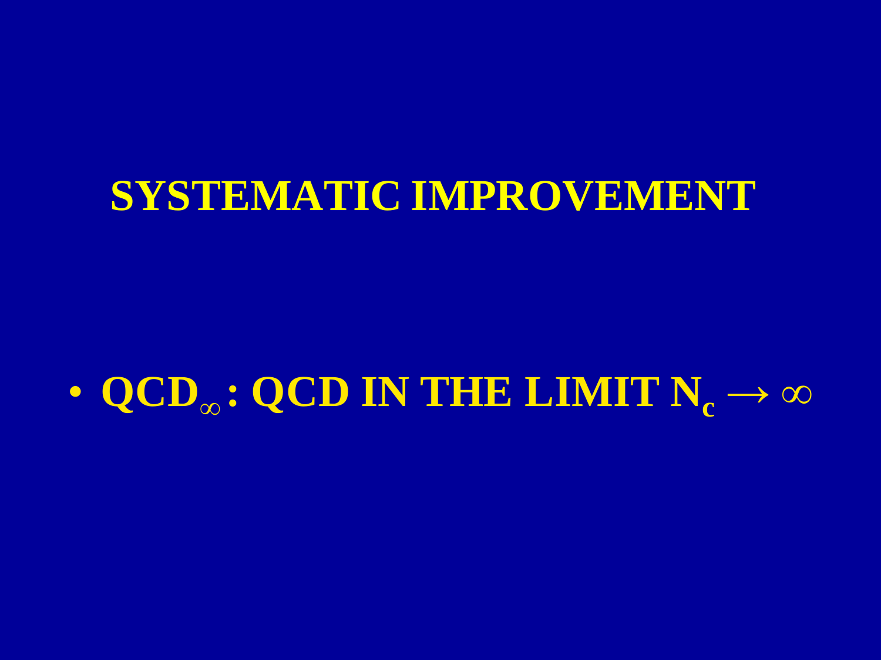# SYSTEMATIC IMPROVEMENT

- **$QCD_\infty$ : QCD IN THE LIMIT $N_c \to \infty$**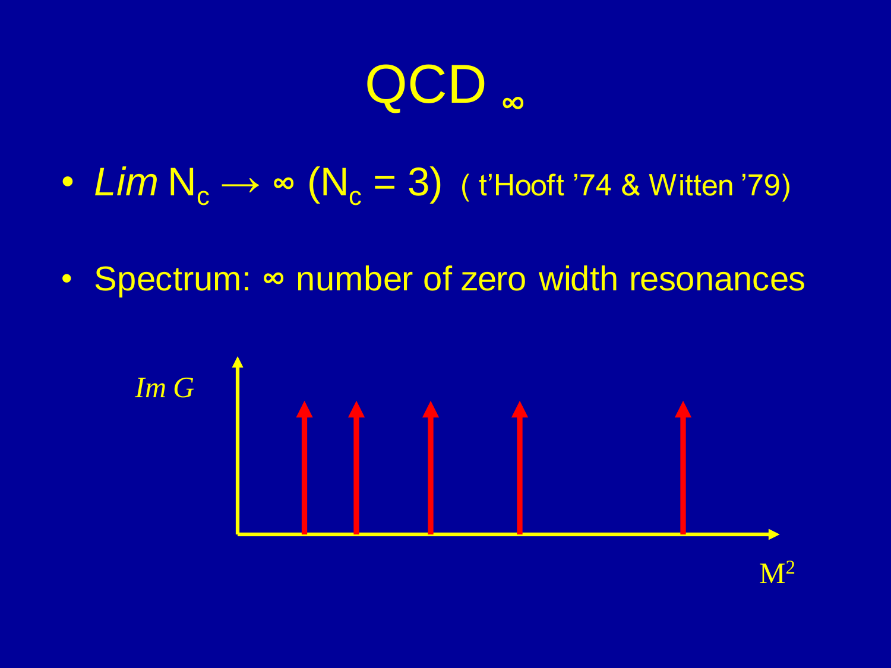# QCD $_{\infty}$

- *Lim* $N_c \to \infty$ ($N_c = 3$) ( t'Hooft '74 & Witten '79)

- Spectrum: ∞ number of zero width resonances

*Im G*

$M^2$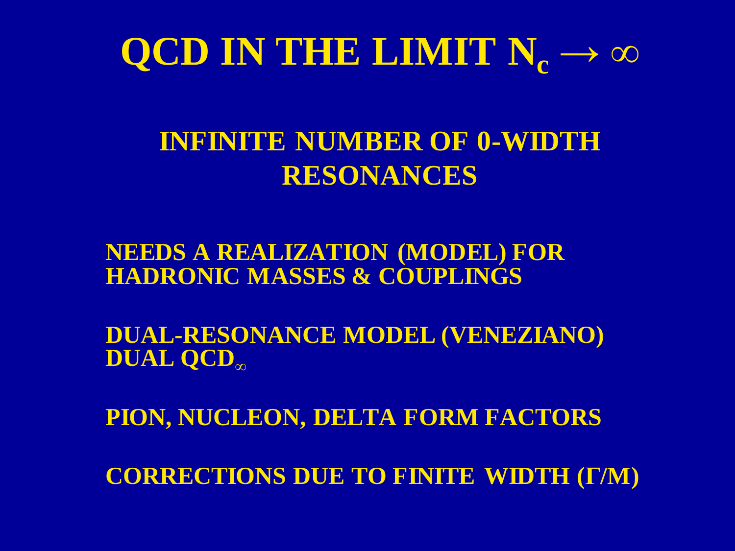# QCD IN THE LIMIT $N_c \rightarrow \infty$

## INFINITE NUMBER OF 0-WIDTH RESONANCES

**NEEDS A REALIZATION (MODEL) FOR HADRONIC MASSES & COUPLINGS**

**DUAL-RESONANCE MODEL (VENEZIANO)**
**DUAL $QCD_\infty$**

**PION, NUCLEON, DELTA FORM FACTORS**

**CORRECTIONS DUE TO FINITE WIDTH ($\Gamma/M$)**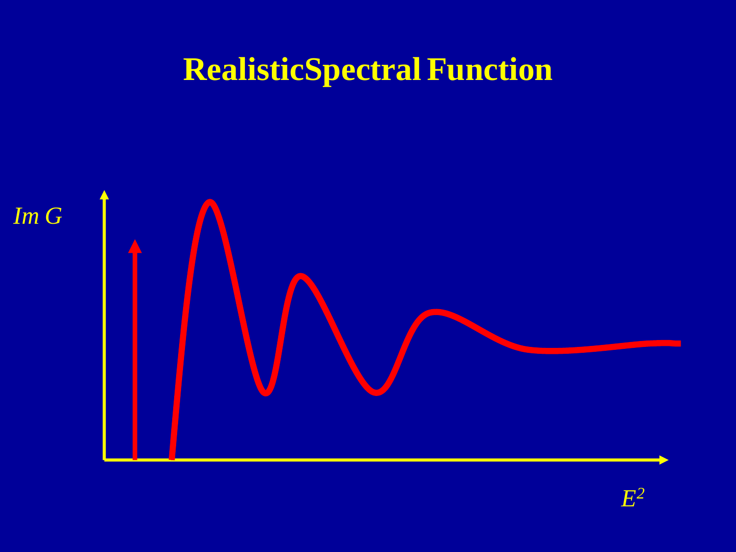# RealisticSpectral Function

*Im G*

$E^2$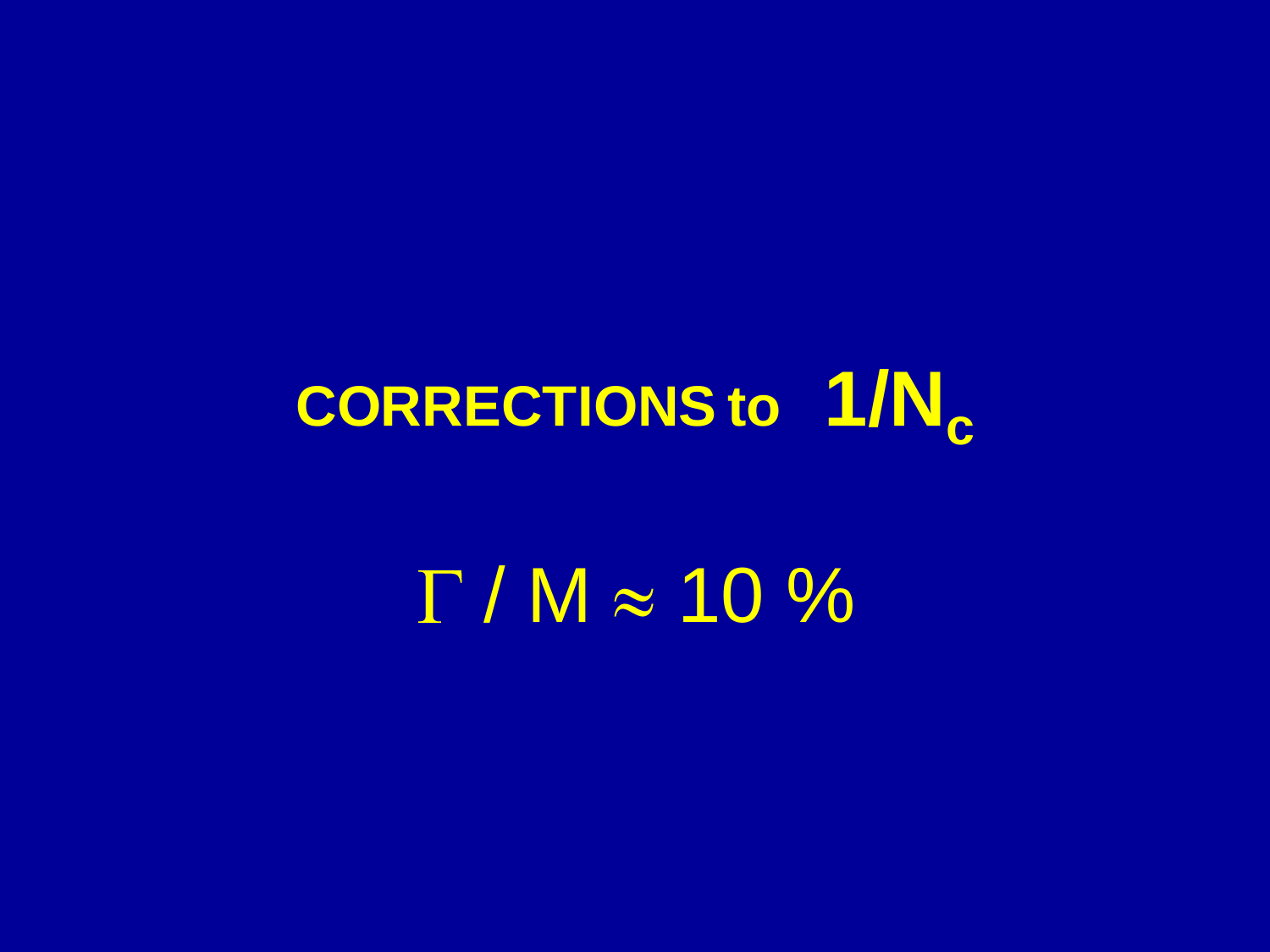# CORRECTIONS to $1/N_c$

$\Gamma / M \approx 10\ \%$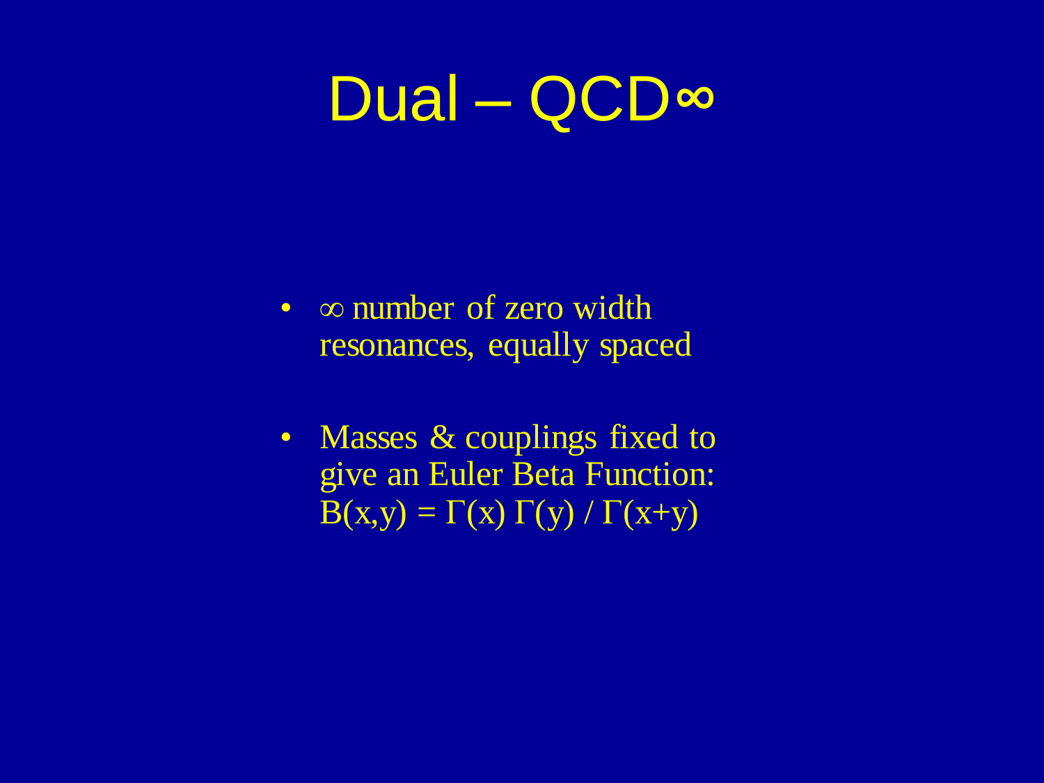# Dual – QCD∞

- ∞ number of zero width resonances, equally spaced
- Masses & couplings fixed to give an Euler Beta Function: $B(x,y) = \Gamma(x)\,\Gamma(y) / \Gamma(x+y)$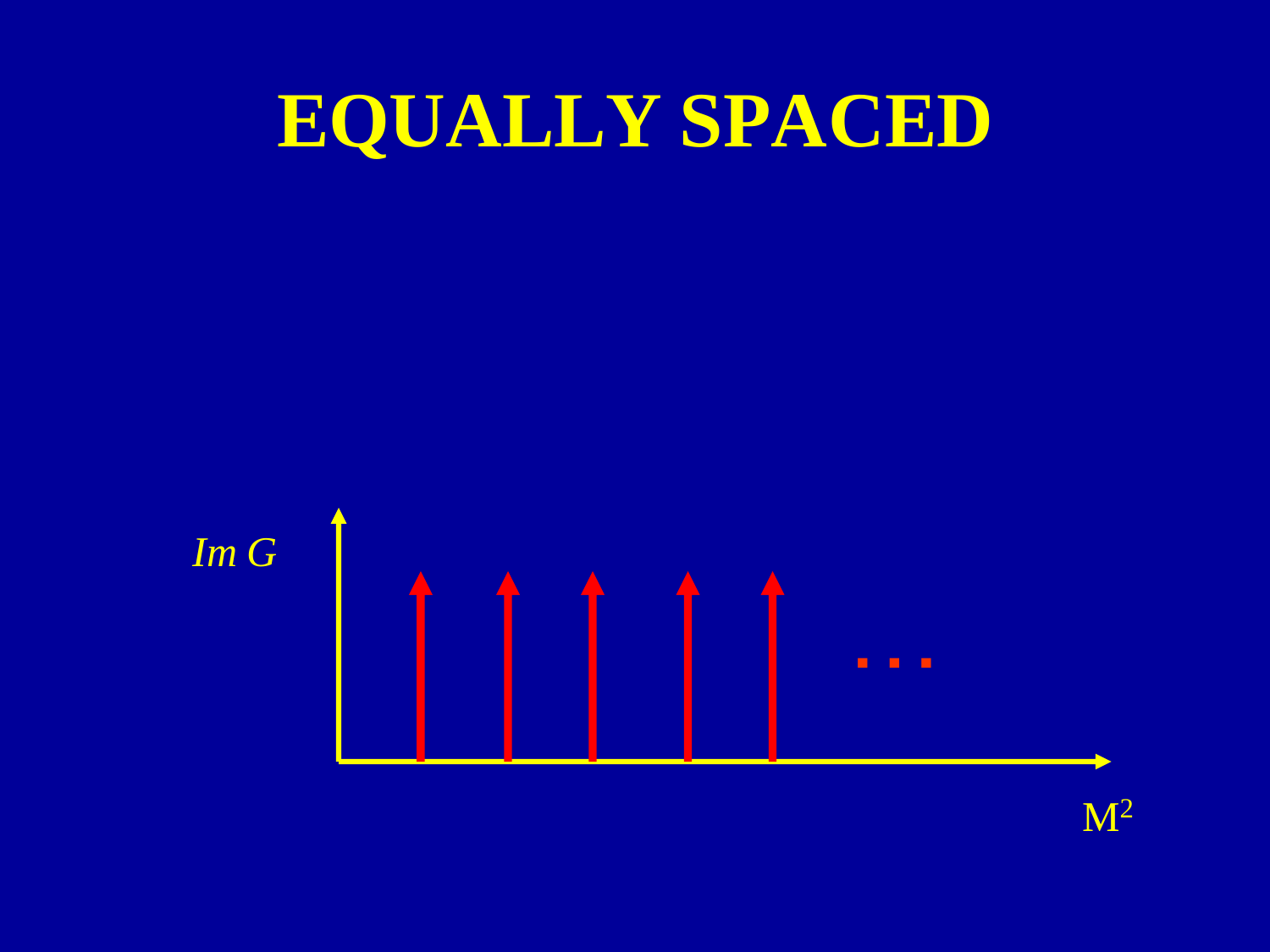# EQUALLY SPACED

*Im G*

$M^2$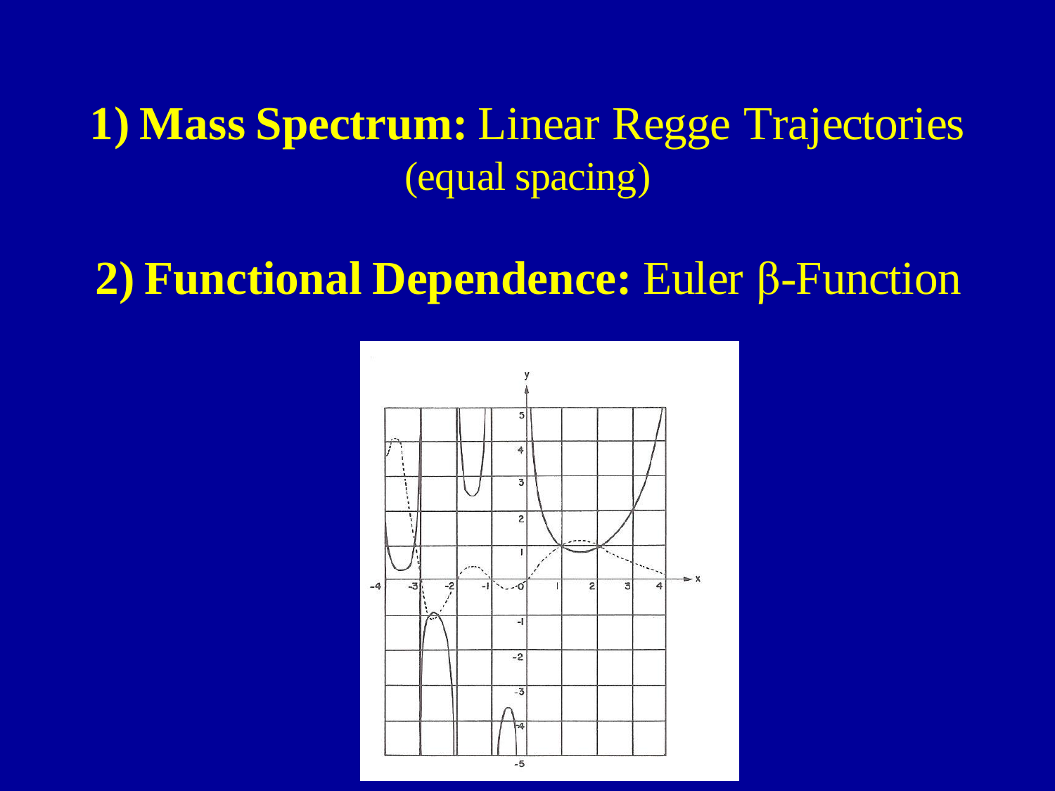**1) Mass Spectrum:** Linear Regge Trajectories (equal spacing)

**2) Functional Dependence:** Euler β-Function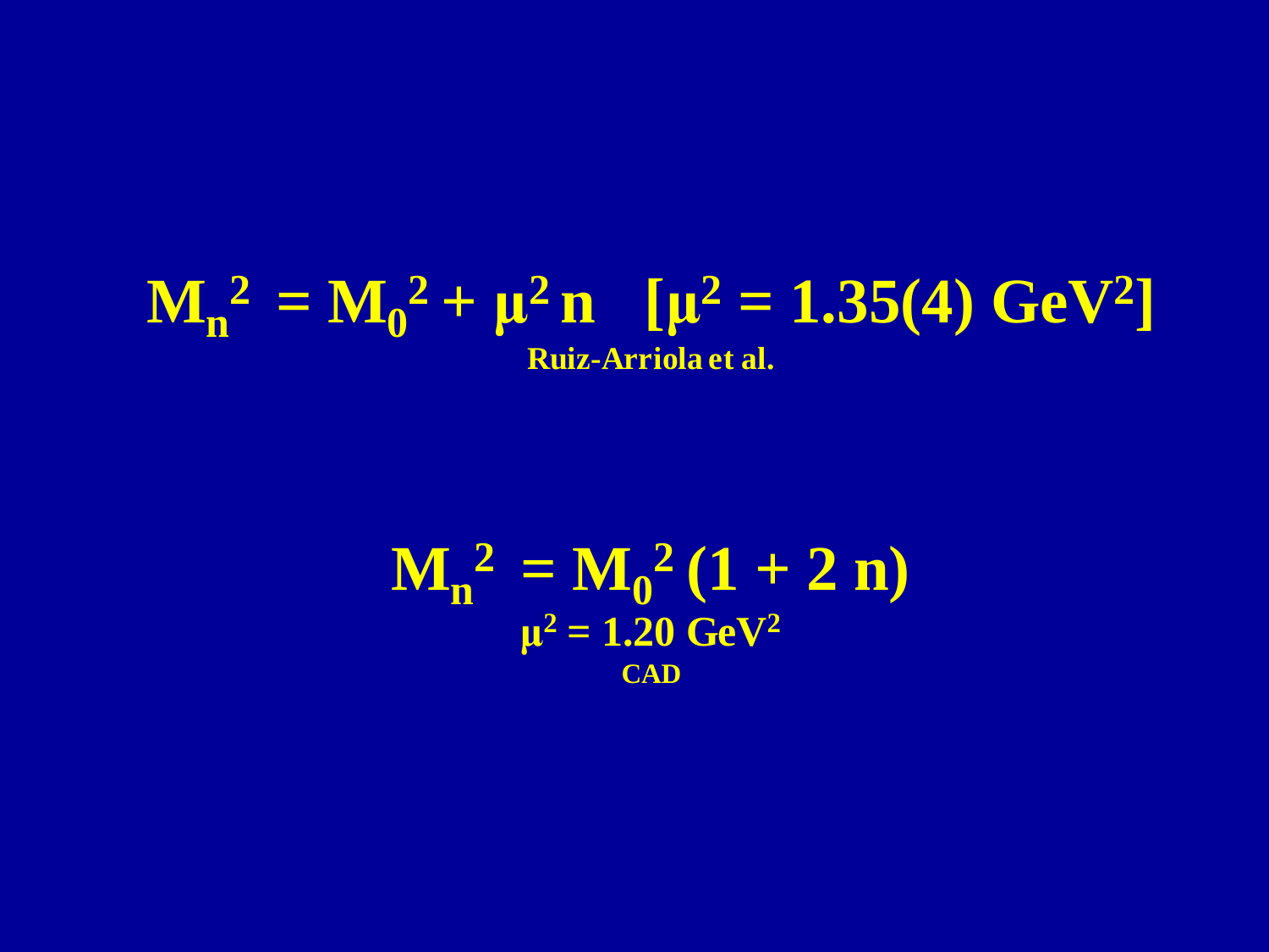$$M_n^2 = M_0^2 + \mu^2 n \quad [\mu^2 = 1.35(4)\ \text{GeV}^2]$$

**Ruiz-Arriola et al.**

$$M_n^2 = M_0^2 (1 + 2\,n)$$

$\mu^2 = 1.20$ GeV$^2$

**CAD**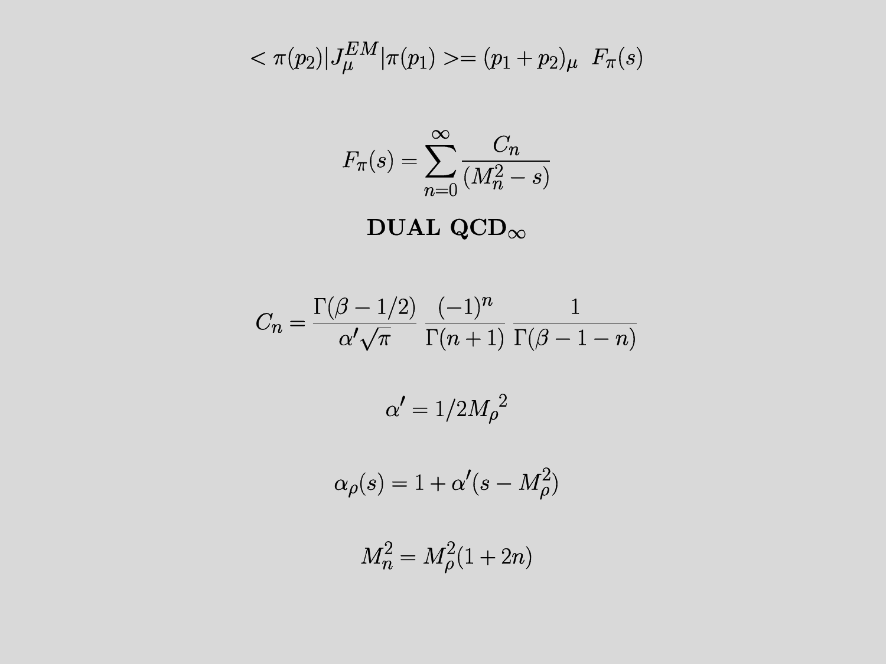$$< \pi(p_2)|J^{EM}_{\mu}|\pi(p_1) >= (p_1 + p_2)_{\mu} \;\; F_{\pi}(s)$$

$$F_{\pi}(s) = \sum_{n=0}^{\infty} \frac{C_n}{(M_n^2 - s)}$$

**DUAL $\mathbf{QCD_{\infty}}$**

$$C_n = \frac{\Gamma(\beta - 1/2)}{\alpha' \sqrt{\pi}} \; \frac{(-1)^n}{\Gamma(n+1)} \; \frac{1}{\Gamma(\beta - 1 - n)}$$

$$\alpha' = 1/2{M_{\rho}}^2$$

$$\alpha_{\rho}(s) = 1 + \alpha'(s - M_{\rho}^2)$$

$$M_n^2 = M_{\rho}^2(1 + 2n)$$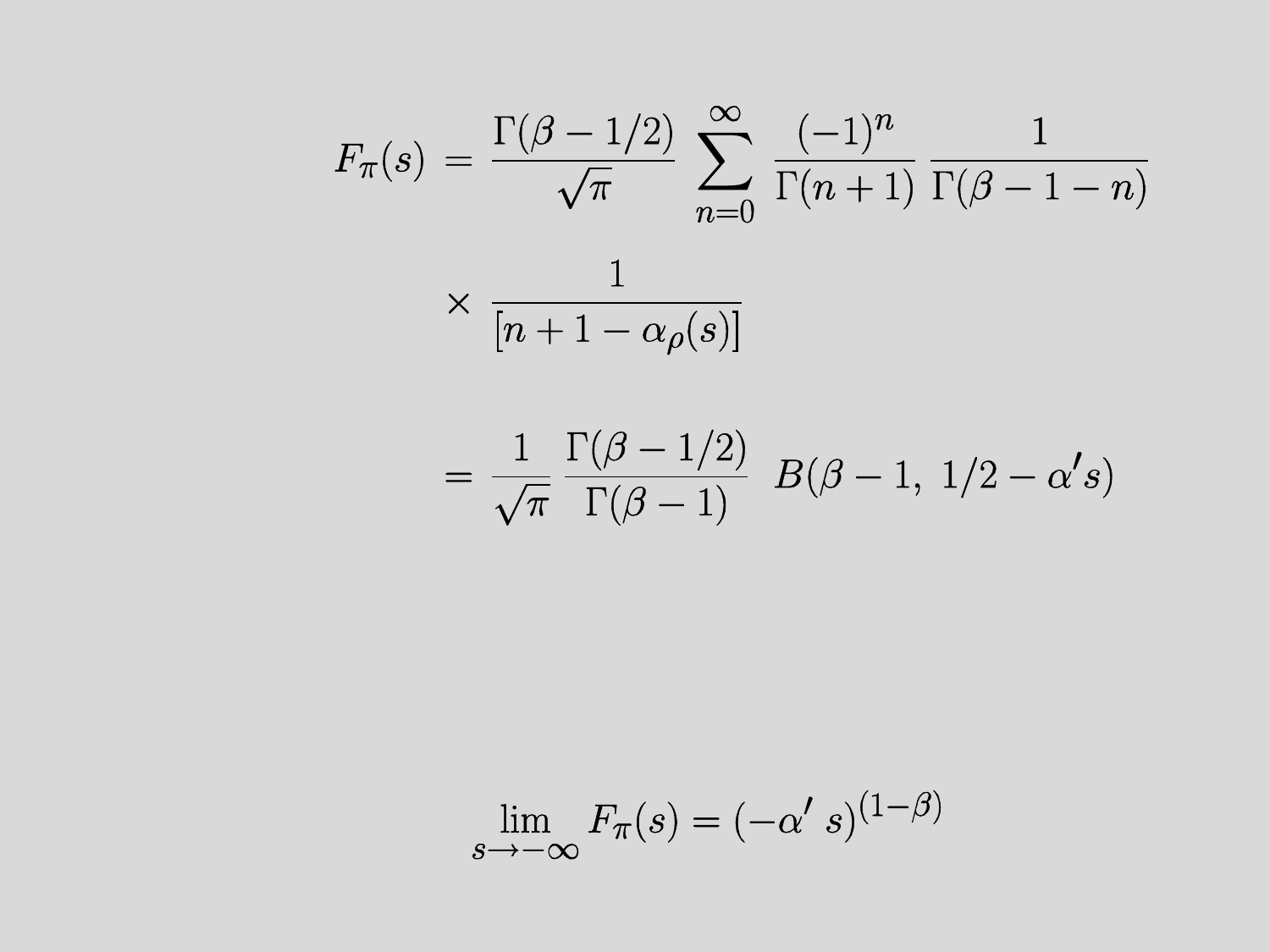$$
\begin{aligned}
F_\pi(s) &= \frac{\Gamma(\beta - 1/2)}{\sqrt{\pi}} \sum_{n=0}^{\infty} \frac{(-1)^n}{\Gamma(n+1)} \frac{1}{\Gamma(\beta - 1 - n)} \\
&\times \frac{1}{[n + 1 - \alpha_\rho(s)]} \\
&= \frac{1}{\sqrt{\pi}} \frac{\Gamma(\beta - 1/2)}{\Gamma(\beta - 1)} \; B(\beta - 1,\ 1/2 - \alpha' s)
\end{aligned}
$$

$$
\lim_{s \to -\infty} F_\pi(s) = (-\alpha' \, s)^{(1-\beta)}
$$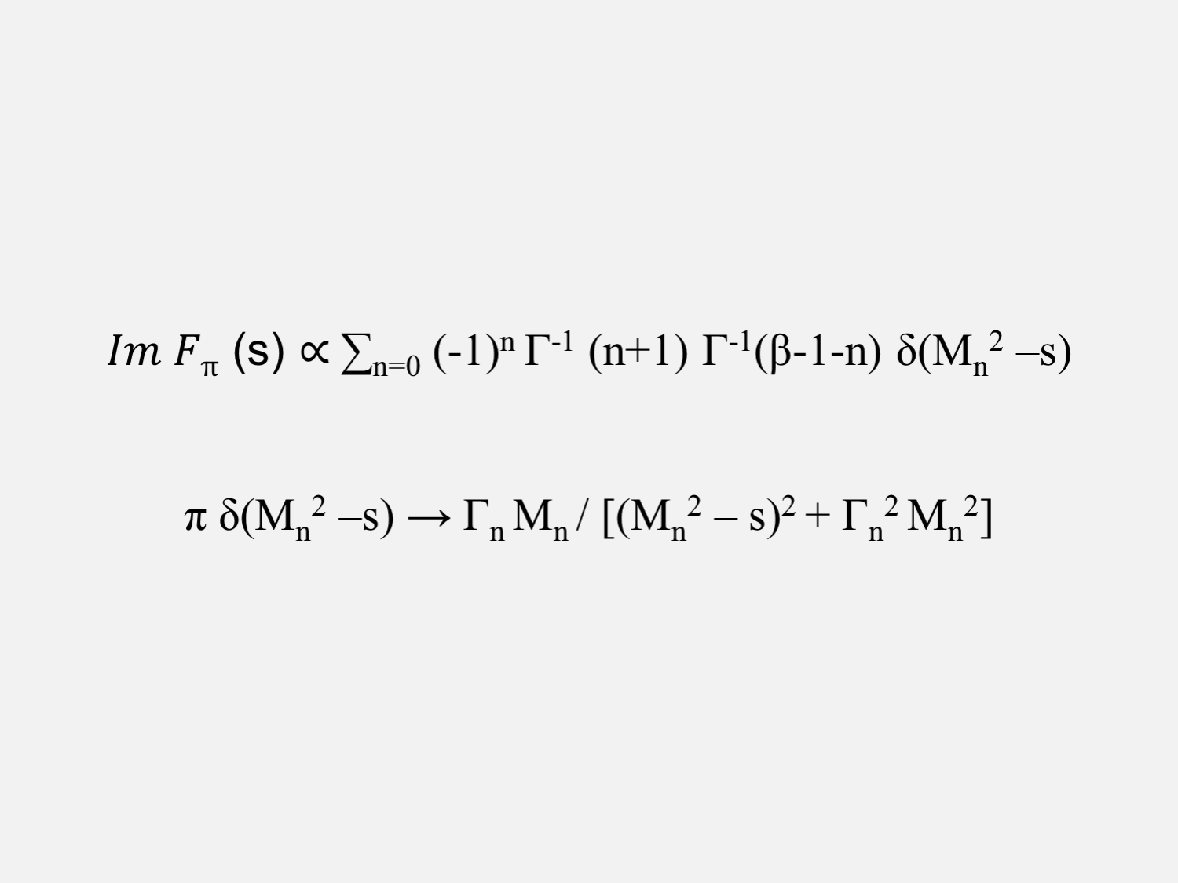$$Im\, F_\pi\,(s) \propto \sum_{n=0} (-1)^n\, \Gamma^{-1}\,(n+1)\; \Gamma^{-1}(\beta-1-n)\; \delta(M_n^{\;2} - s)$$

$$\pi\, \delta(M_n^{\;2} - s) \rightarrow \Gamma_n\, M_n \,/\, [(M_n^{\;2} - s)^2 + \Gamma_n^{\;2}\, M_n^{\;2}]$$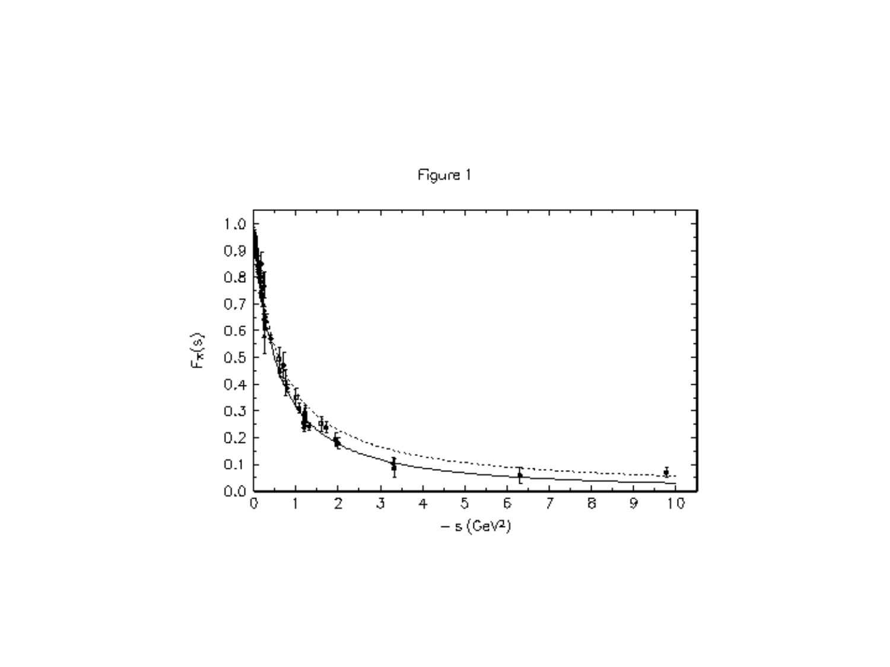Figure 1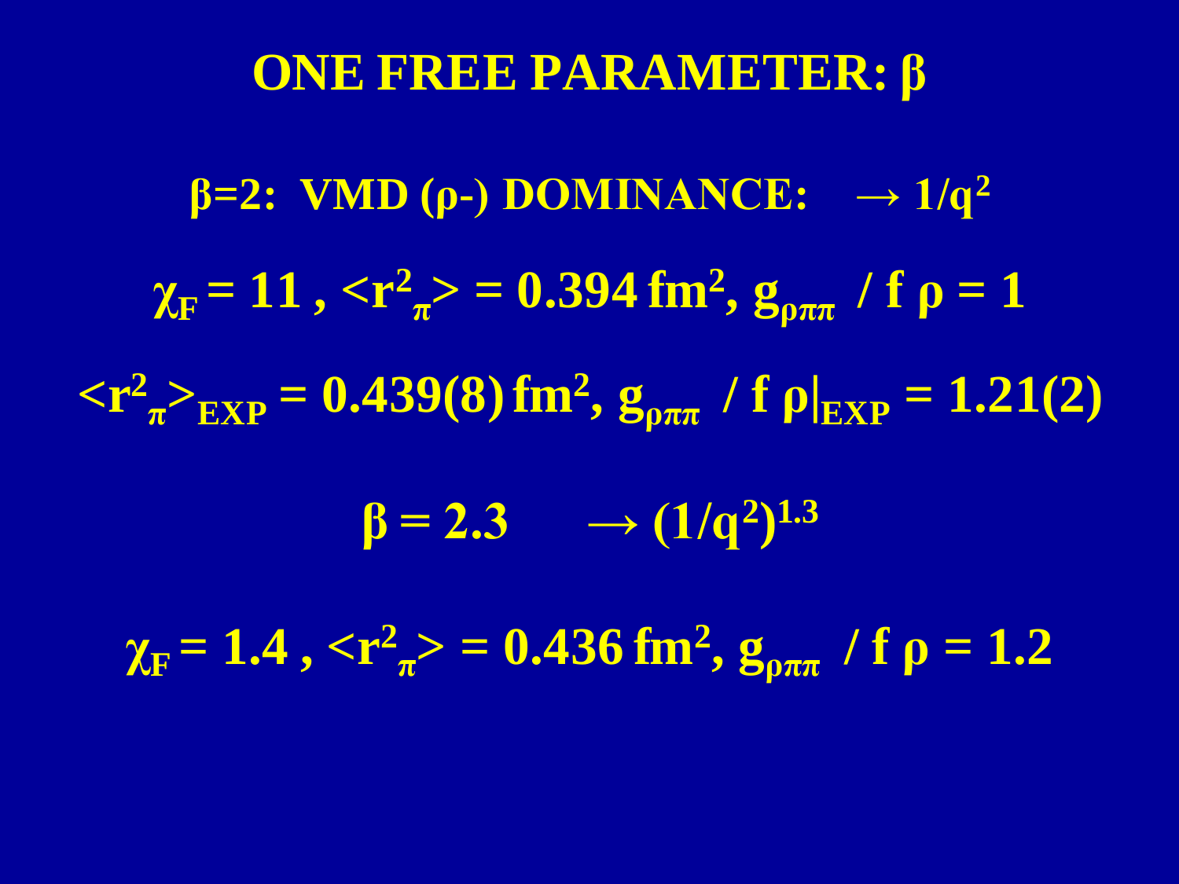# ONE FREE PARAMETER: $\beta$

$\beta=2$: VMD ($\rho$-) DOMINANCE: $\rightarrow 1/q^2$

$\chi_F = 11$ , $\langle r^2_\pi \rangle = 0.394\ \mathrm{fm}^2$, $g_{\rho\pi\pi} / f\,\rho = 1$

$\langle r^2_\pi \rangle_{EXP} = 0.439(8)\ \mathrm{fm}^2$, $g_{\rho\pi\pi} / f\,\rho|_{EXP} = 1.21(2)$

$\beta = 2.3 \quad \rightarrow (1/q^2)^{1.3}$

$\chi_F = 1.4$ , $\langle r^2_\pi \rangle = 0.436\ \mathrm{fm}^2$, $g_{\rho\pi\pi} / f\,\rho = 1.2$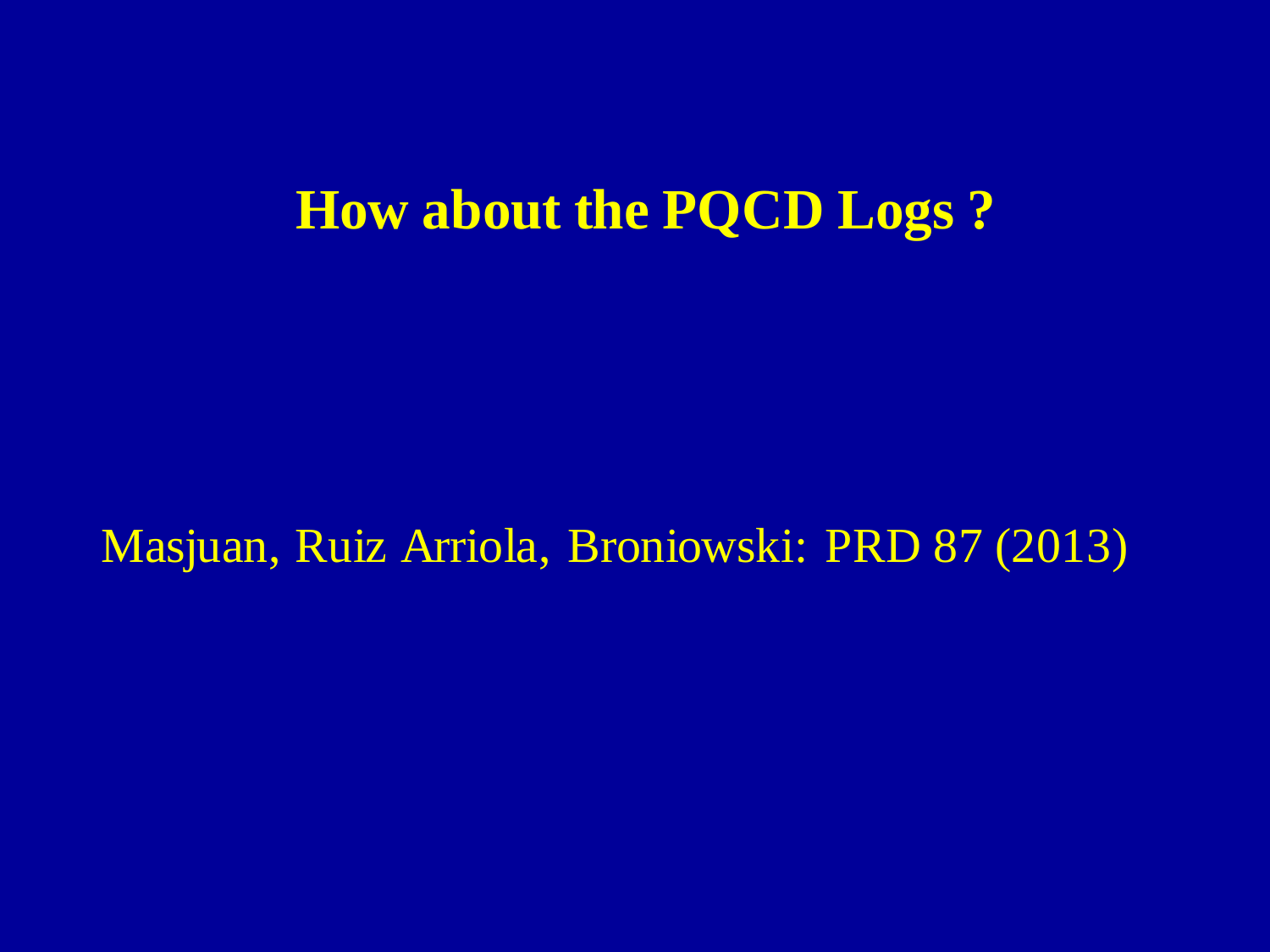# How about the PQCD Logs ?

Masjuan, Ruiz Arriola, Broniowski: PRD 87 (2013)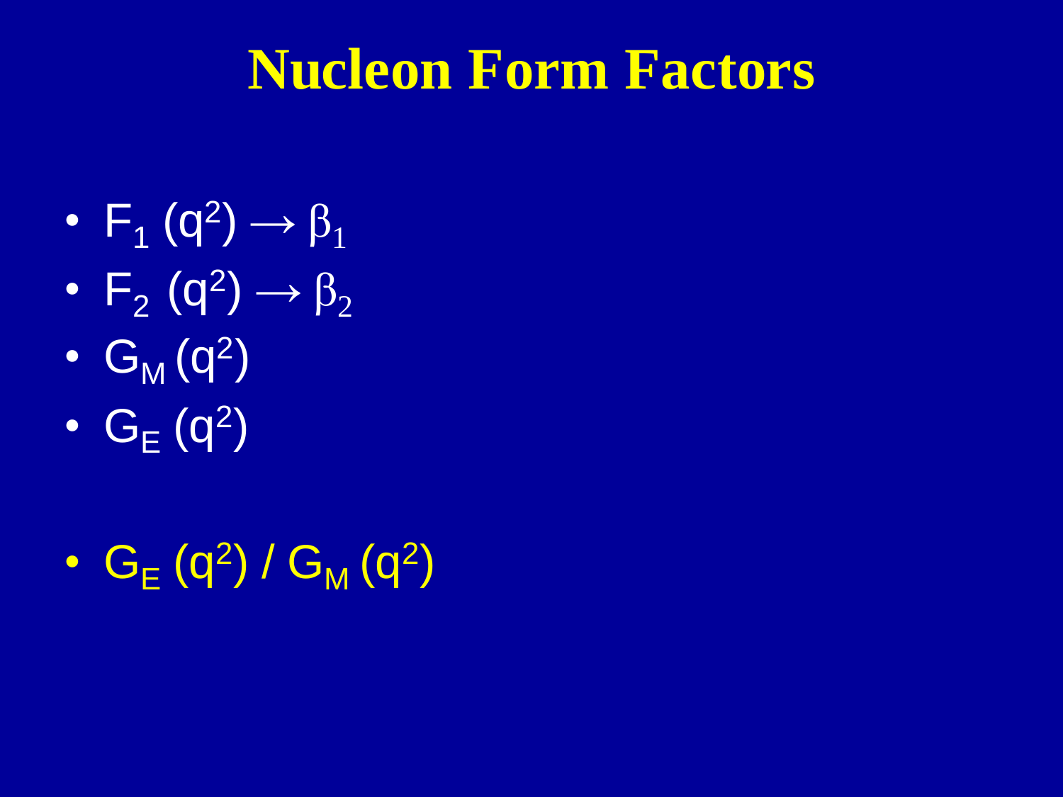# Nucleon Form Factors

- $F_1 (q^2) \rightarrow \beta_1$
- $F_2 (q^2) \rightarrow \beta_2$
- $G_M (q^2)$
- $G_E (q^2)$

- $G_E (q^2) / G_M (q^2)$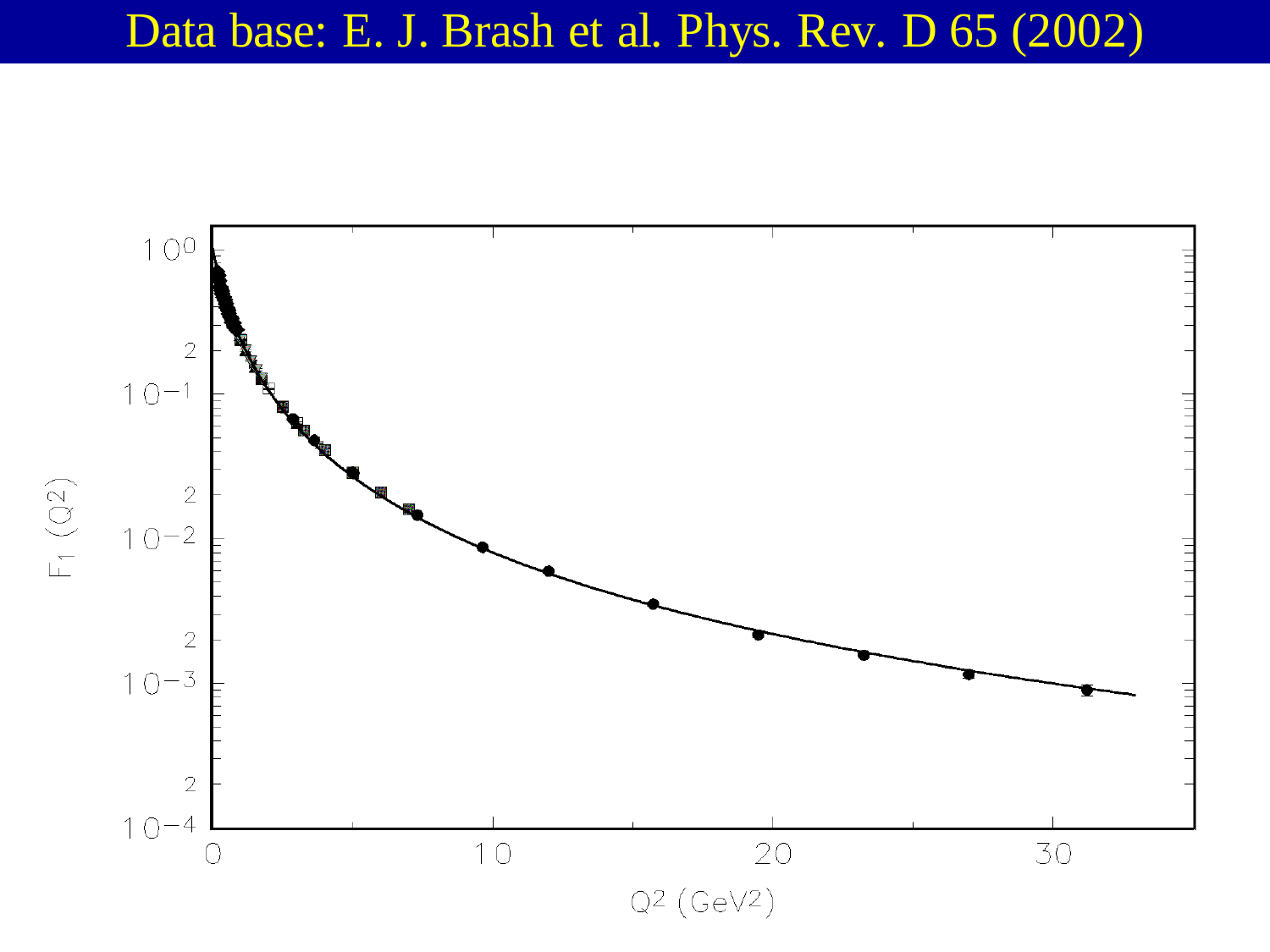# Data base: E. J. Brash et al. Phys. Rev. D 65 (2002)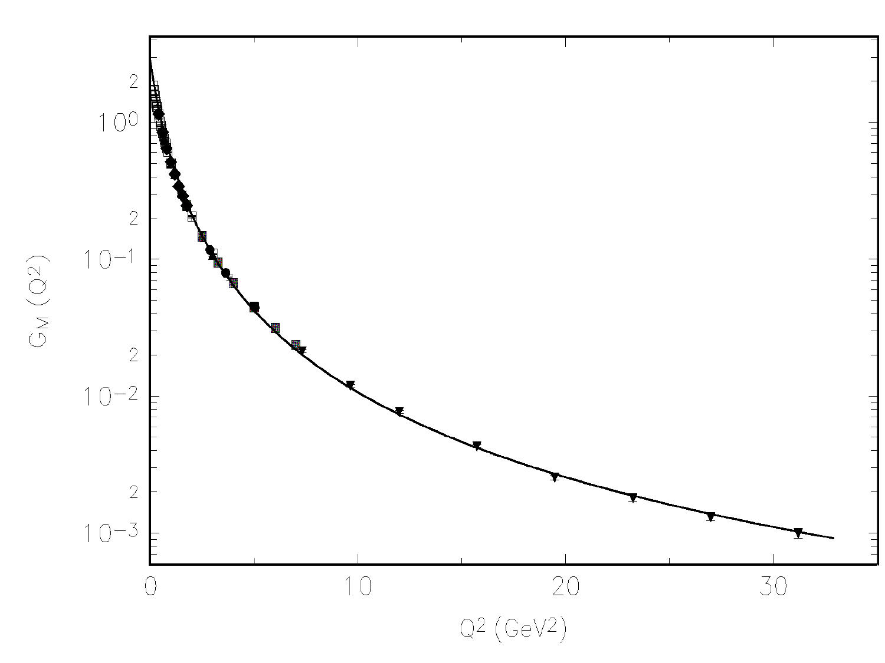$G_M(Q^2)$

$Q^2$ (GeV$^2$)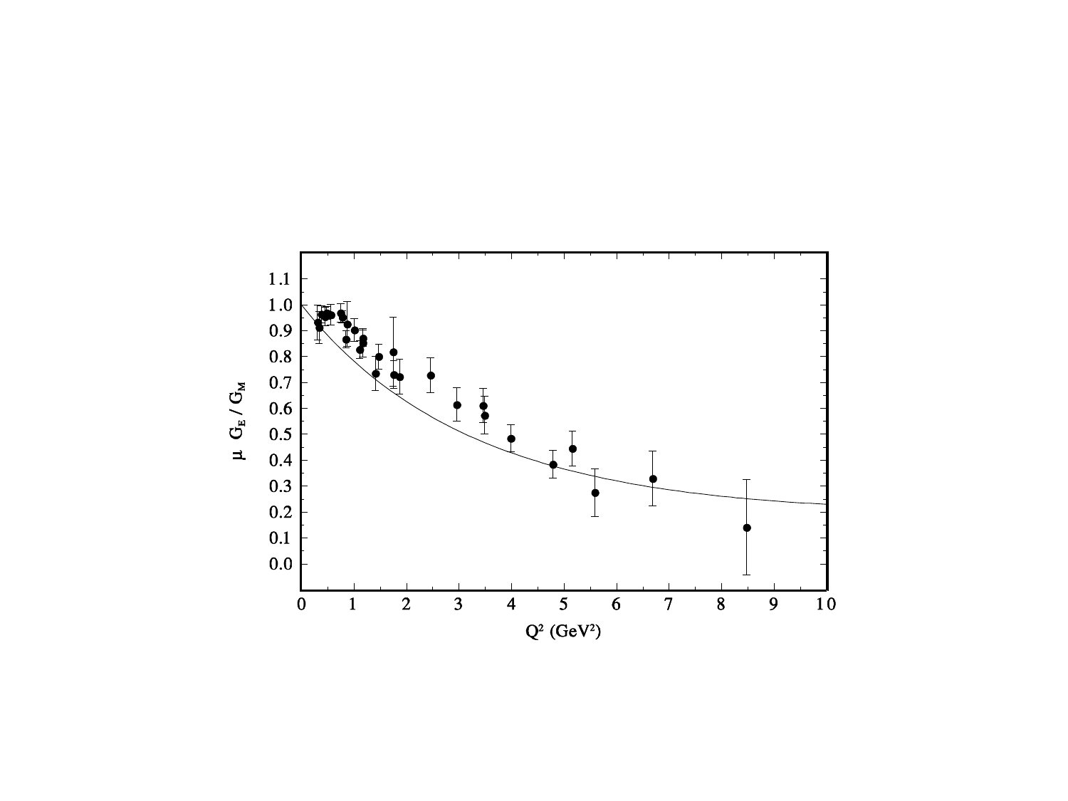$\mu\ G_E / G_M$

$Q^2$ (GeV²)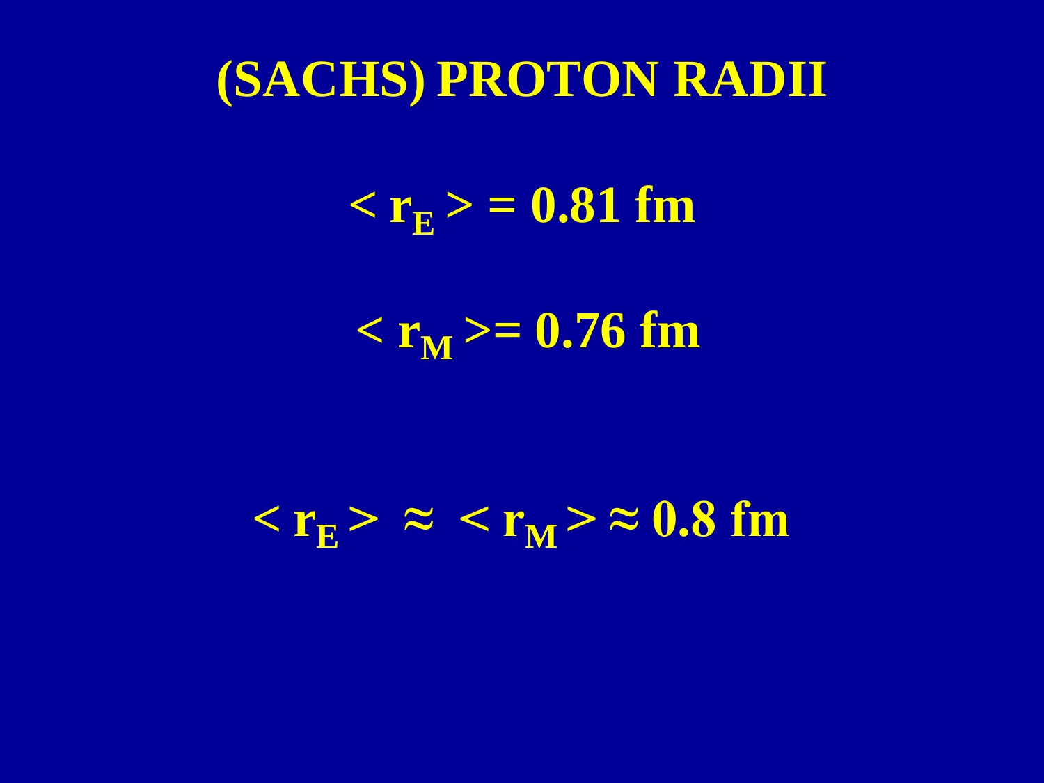# (SACHS) PROTON RADII

$$< r_E > = 0.81 \text{ fm}$$

$$< r_M > = 0.76 \text{ fm}$$

$$< r_E > \approx < r_M > \approx 0.8 \text{ fm}$$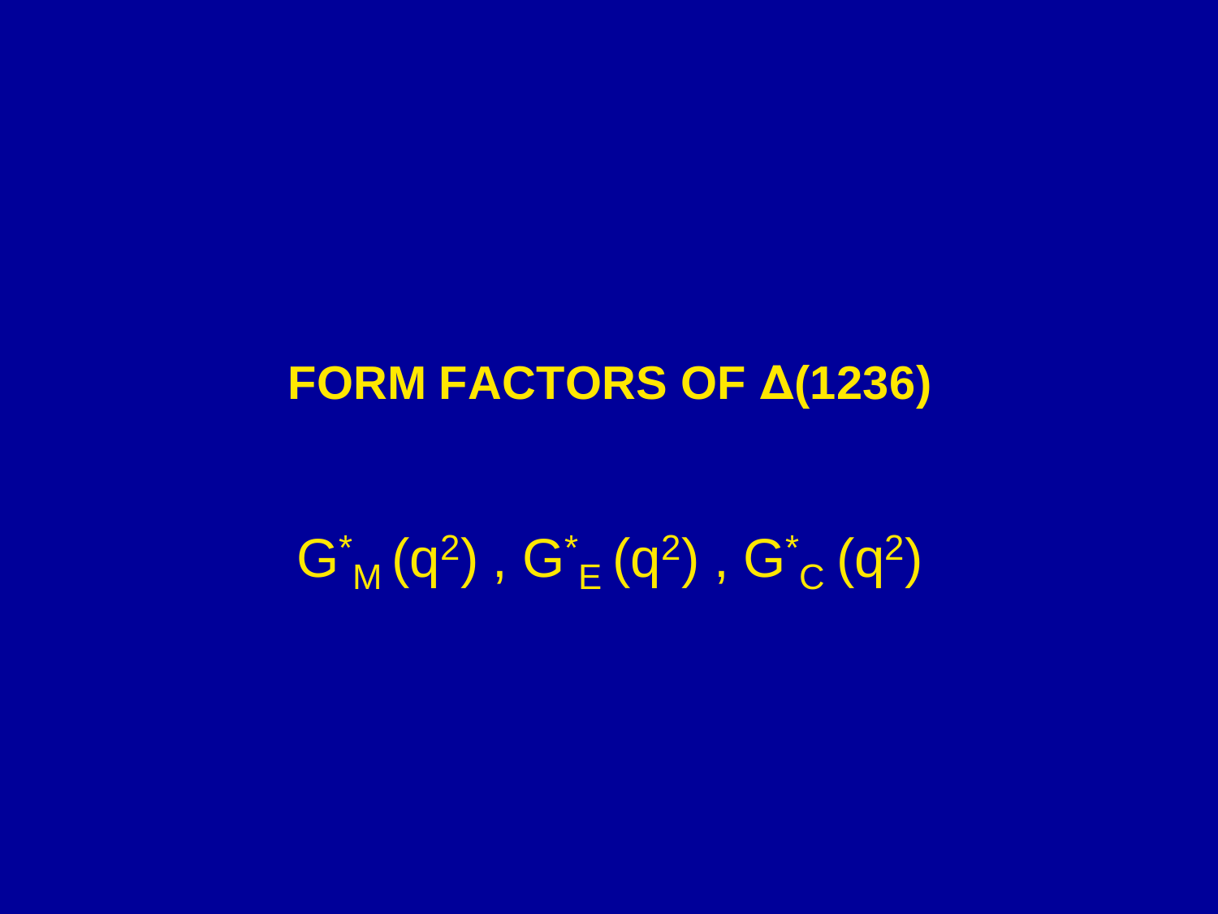# FORM FACTORS OF Δ(1236)

$$G^*_M(q^2)\ ,\ G^*_E(q^2)\ ,\ G^*_C(q^2)$$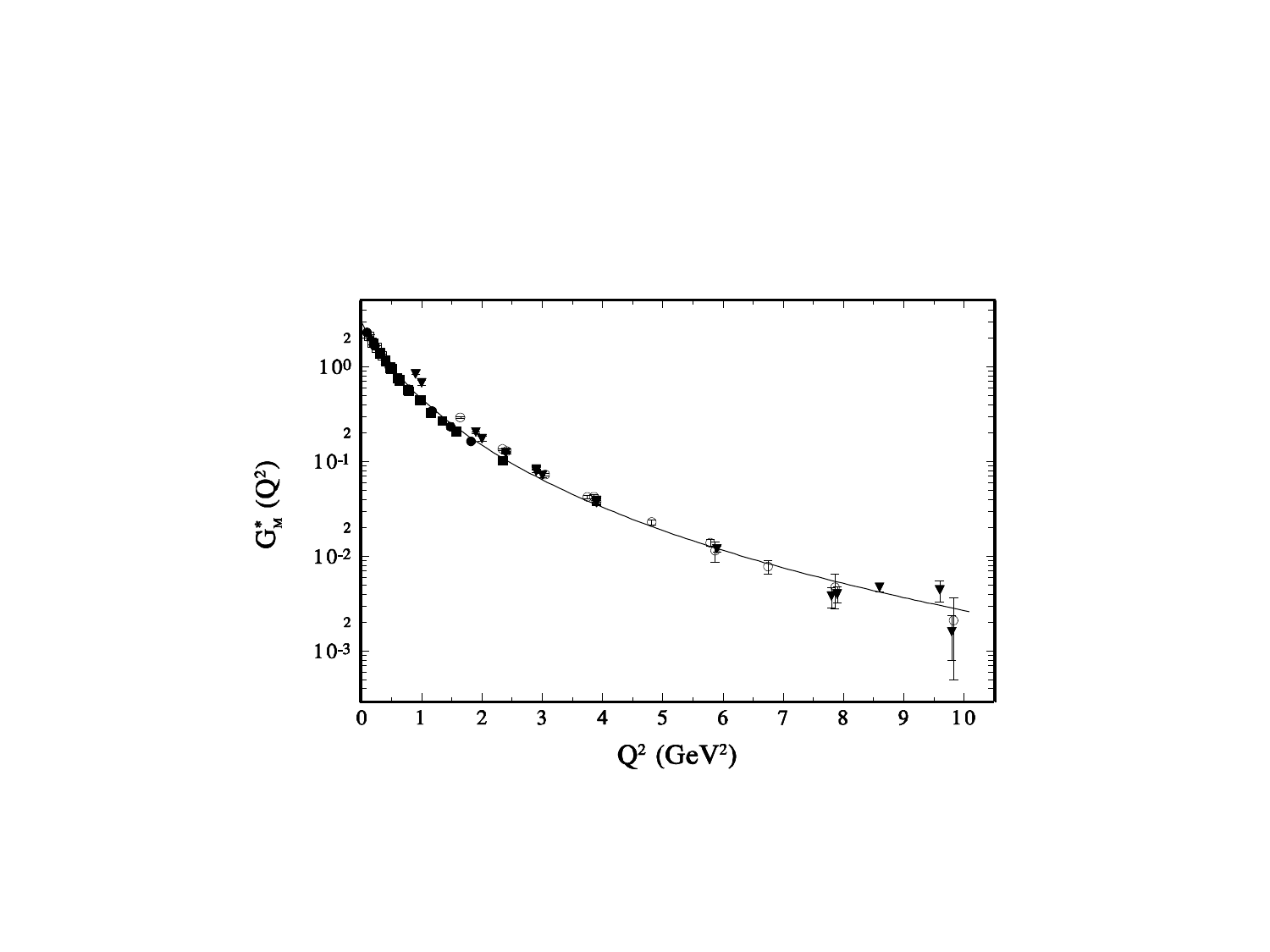$G^*_M(Q^2)$

$Q^2$ (GeV$^2$)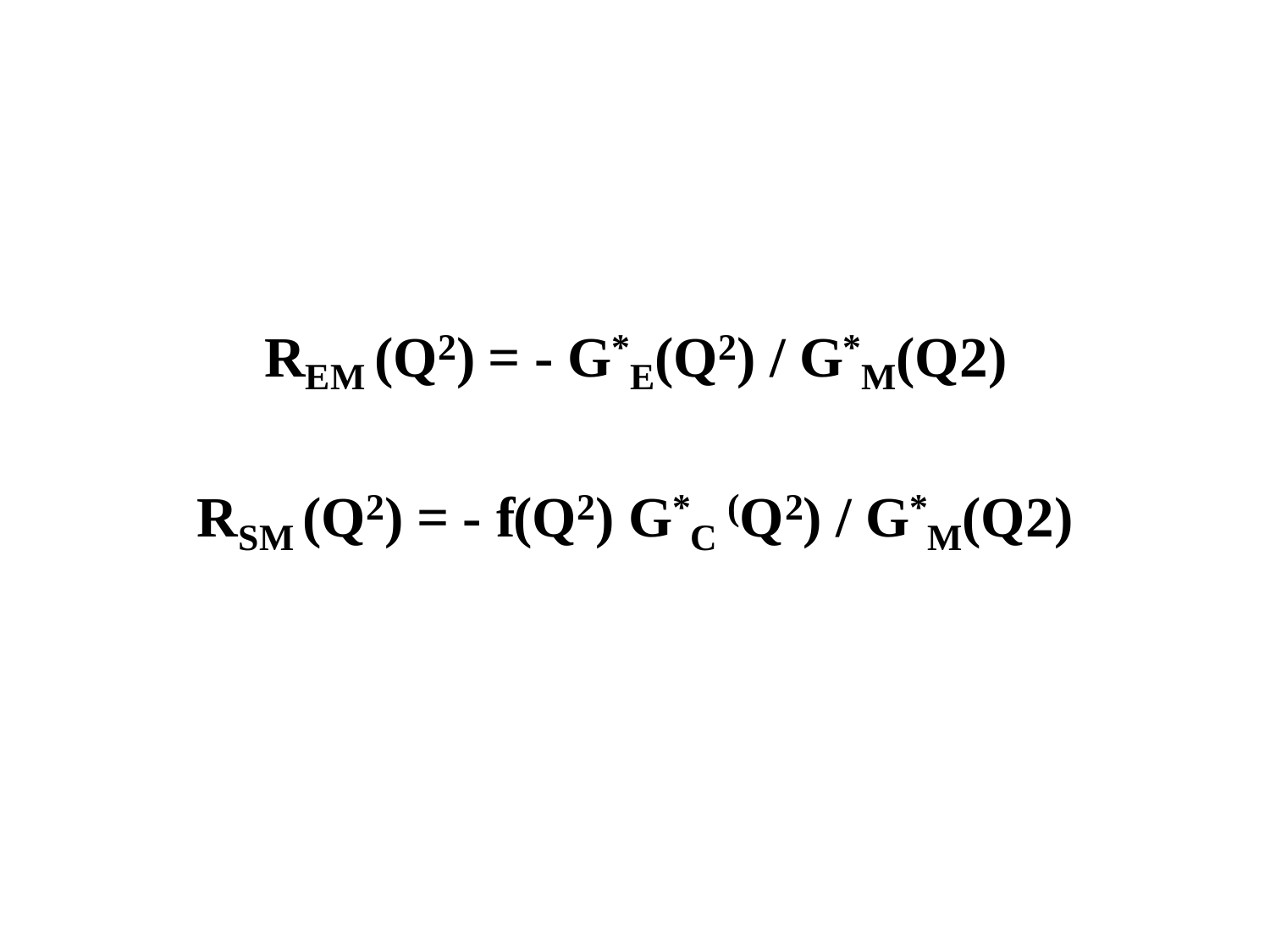$$R_{EM}(Q^2) = -\, G^*_E(Q^2) \,/\, G^*_M(Q2)$$

$$R_{SM}(Q^2) = -\, f(Q^2)\, G^*_C(Q^2) \,/\, G^*_M(Q2)$$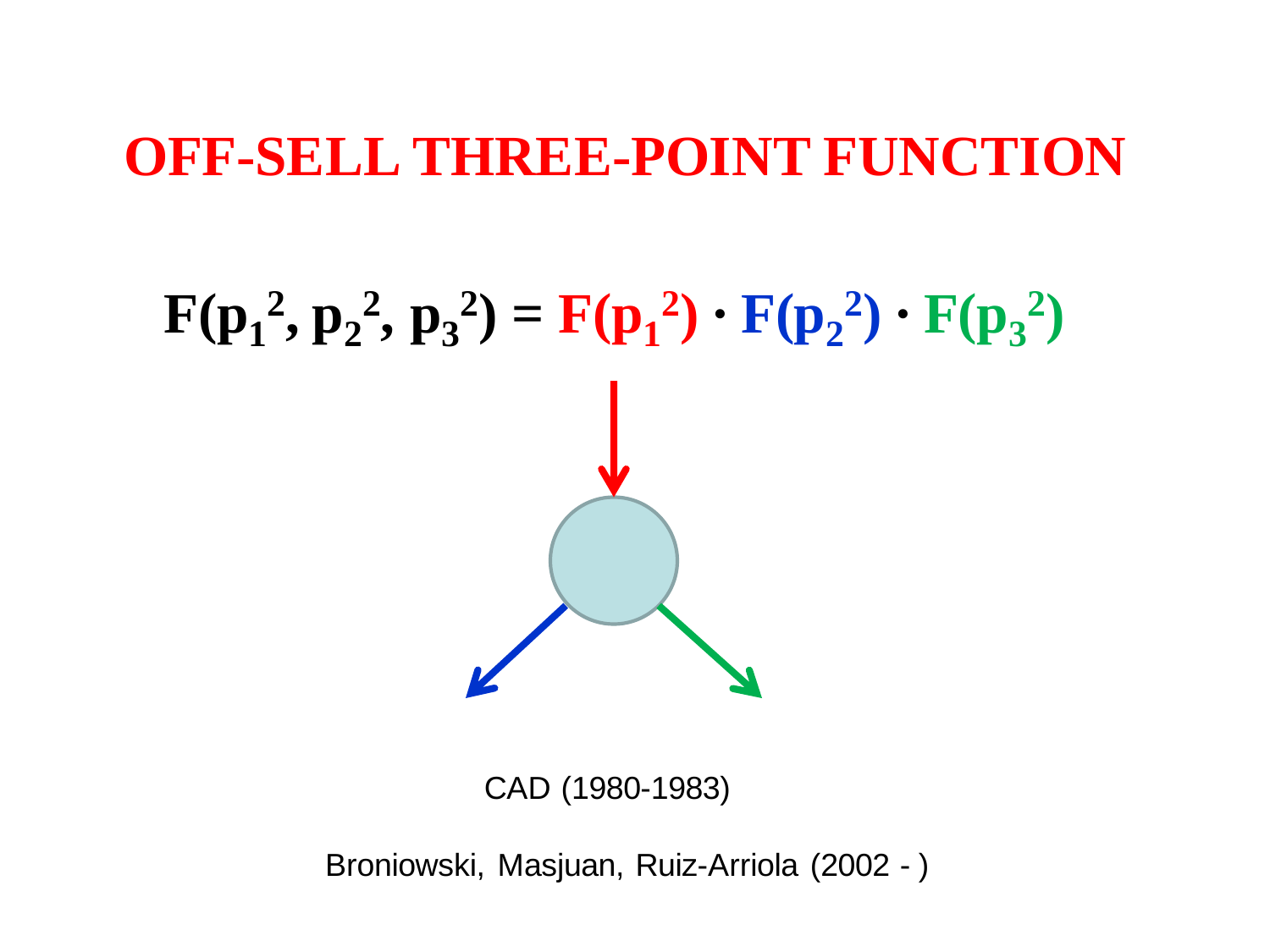# OFF-SELL THREE-POINT FUNCTION

$$F(p_1^2, p_2^2, p_3^2) = F(p_1^2) \cdot F(p_2^2) \cdot F(p_3^2)$$

CAD (1980-1983)

Broniowski, Masjuan, Ruiz-Arriola (2002 - )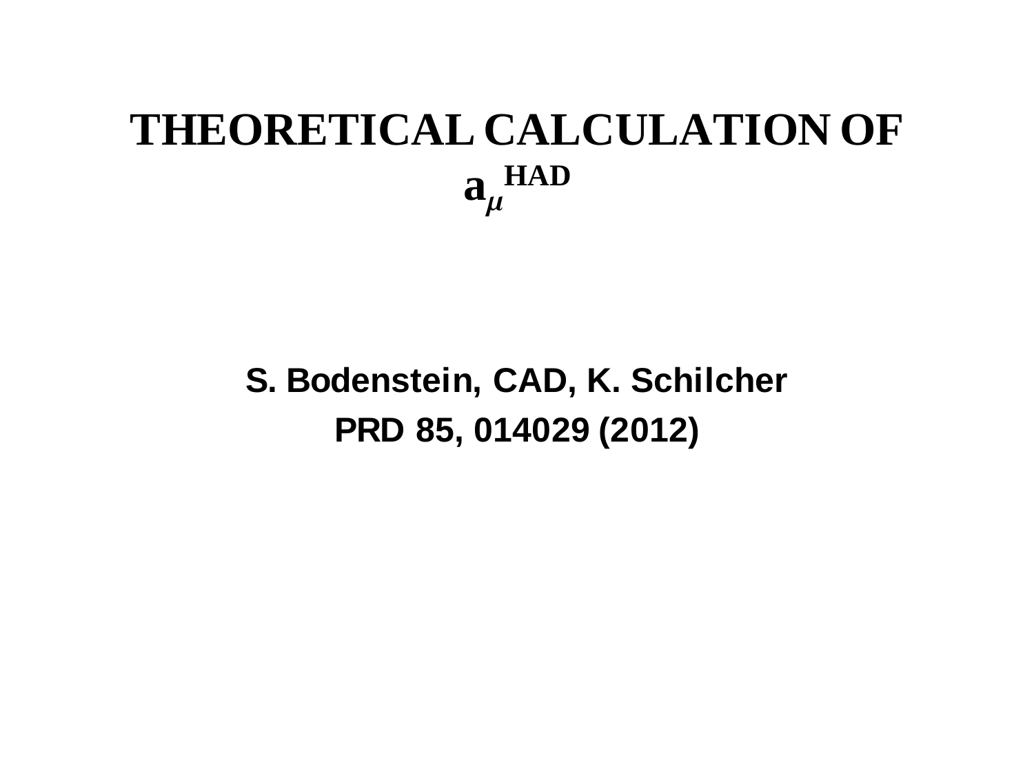# THEORETICAL CALCULATION OF $a_\mu^{HAD}$

**S. Bodenstein, CAD, K. Schilcher**

**PRD 85, 014029 (2012)**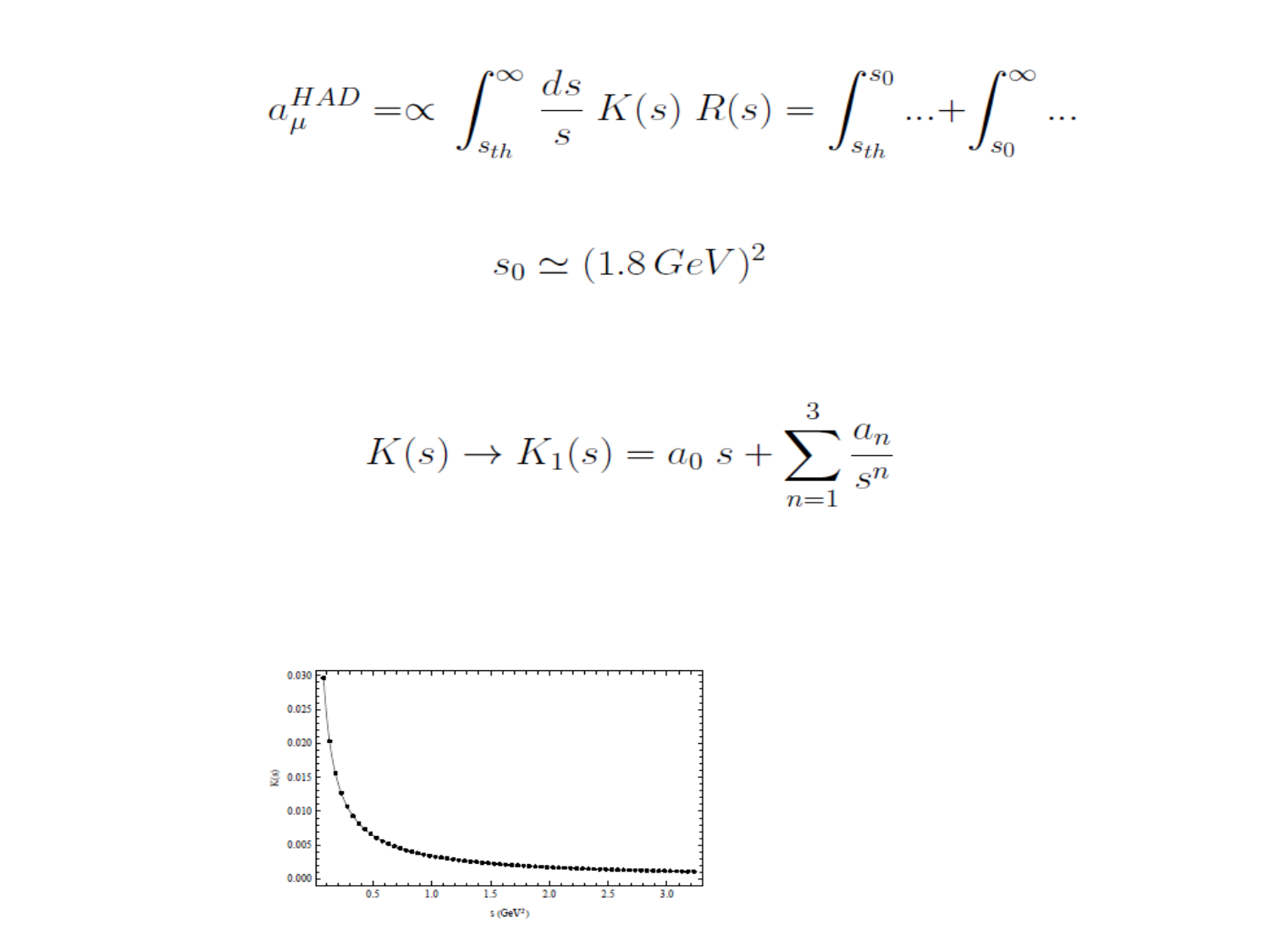$$a_\mu^{HAD} =\propto \int_{s_{th}}^{\infty} \frac{ds}{s}\, K(s)\, R(s) = \int_{s_{th}}^{s_0} ... + \int_{s_0}^{\infty} ...$$

$$s_0 \simeq (1.8\, GeV)^2$$

$$K(s) \to K_1(s) = a_0\, s + \sum_{n=1}^{3} \frac{a_n}{s^n}$$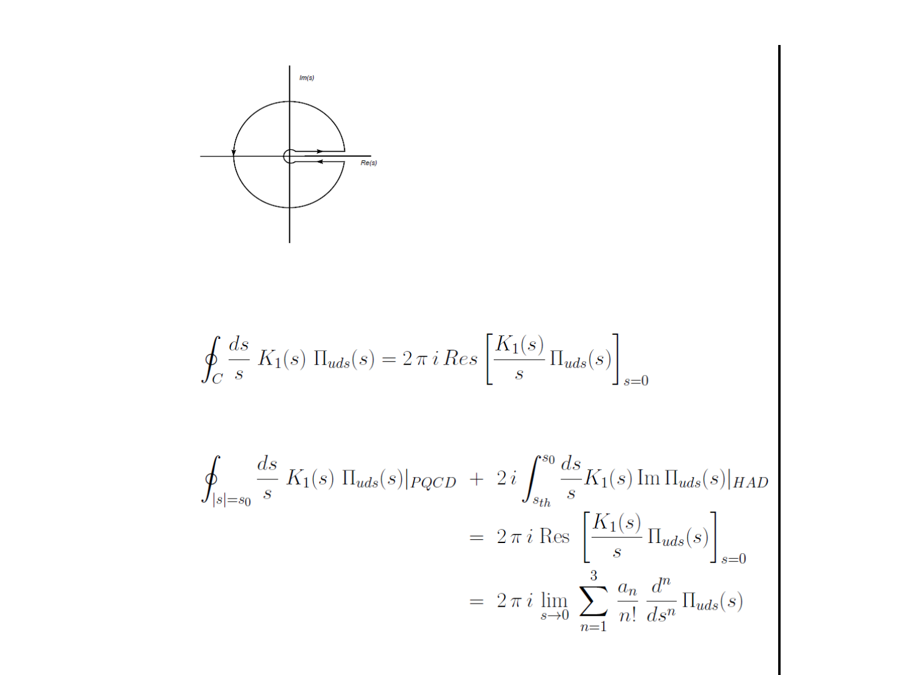$$\oint_C \frac{ds}{s}\, K_1(s)\, \Pi_{uds}(s) = 2\,\pi\, i\, Res\left[\frac{K_1(s)}{s}\,\Pi_{uds}(s)\right]_{s=0}$$

$$\begin{aligned}
\oint_{|s|=s_0} \frac{ds}{s}\, K_1(s)\, \Pi_{uds}(s)|_{PQCD} \;+\; 2\,i \int_{s_{th}}^{s_0} \frac{ds}{s} K_1(s)\, \mathrm{Im}\,\Pi_{uds}(s)|_{HAD} \\
= 2\,\pi\, i\, \mathrm{Res}\left[\frac{K_1(s)}{s}\,\Pi_{uds}(s)\right]_{s=0} \\
= 2\,\pi\, i\, \lim_{s\to 0} \sum_{n=1}^{3} \frac{a_n}{n!}\, \frac{d^n}{ds^n}\, \Pi_{uds}(s)
\end{aligned}$$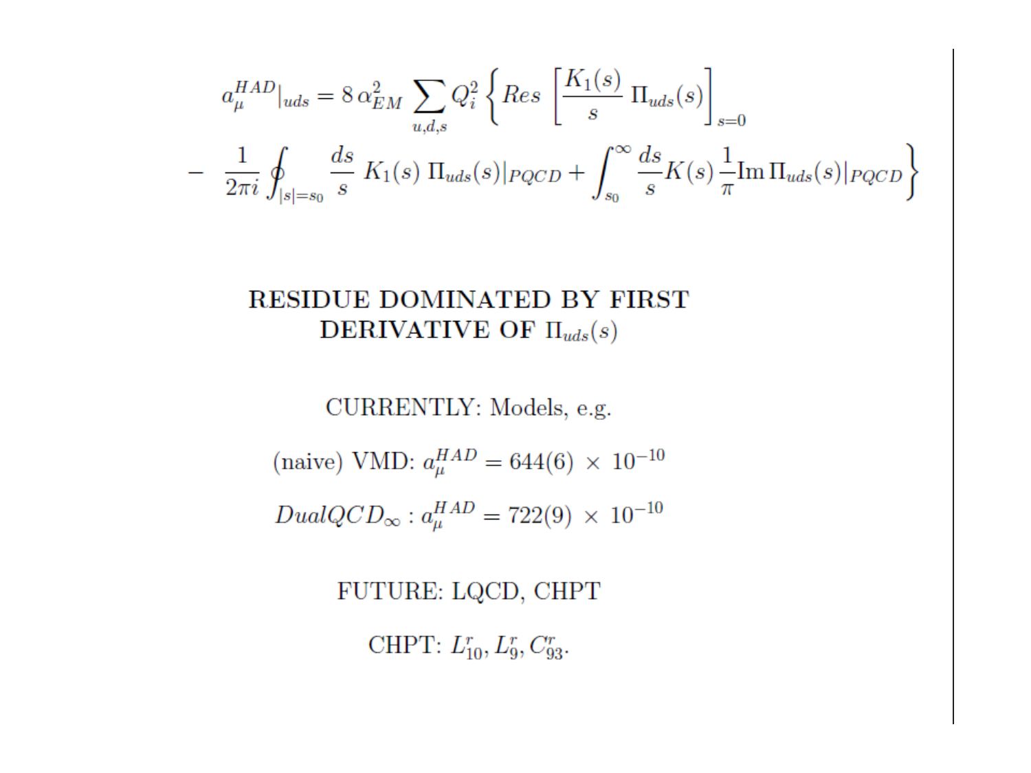$$
a_\mu^{HAD}|_{uds} = 8\,\alpha_{EM}^2 \sum_{u,d,s} Q_i^2 \left\{ Res \left[ \frac{K_1(s)}{s}\, \Pi_{uds}(s) \right]_{s=0} \right.
$$

$$
\left. - \frac{1}{2\pi i} \oint_{|s|=s_0} \frac{ds}{s}\, K_1(s)\, \Pi_{uds}(s)|_{PQCD} + \int_{s_0}^{\infty} \frac{ds}{s} K(s)\, \frac{1}{\pi} \mathrm{Im}\, \Pi_{uds}(s)|_{PQCD} \right\}
$$

**RESIDUE DOMINATED BY FIRST DERIVATIVE OF $\Pi_{uds}(s)$**

CURRENTLY: Models, e.g.

(naive) VMD: $a_\mu^{HAD} = 644(6) \times 10^{-10}$

$DualQCD_\infty : a_\mu^{HAD} = 722(9) \times 10^{-10}$

FUTURE: LQCD, CHPT

CHPT: $L_{10}^r, L_9^r, C_{93}^r$.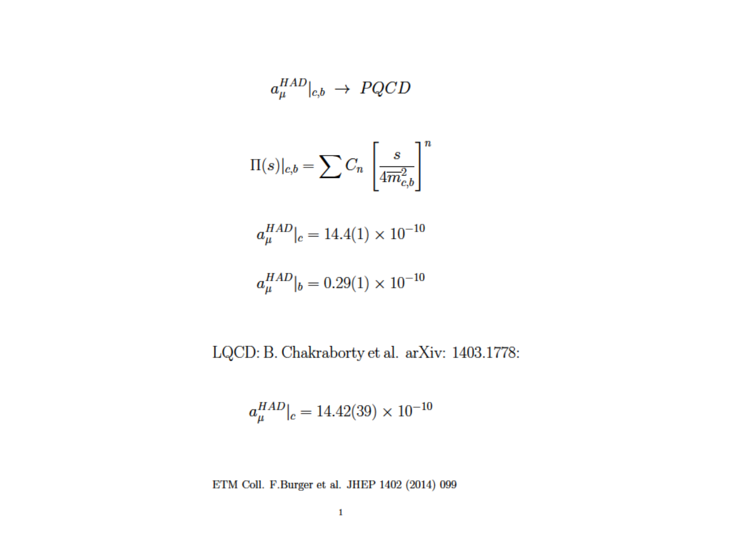$$a_\mu^{HAD}|_{c,b} \;\rightarrow\; PQCD$$

$$\Pi(s)|_{c,b} = \sum C_n \left[\frac{s}{4\overline{m}_{c,b}^2}\right]^n$$

$$a_\mu^{HAD}|_c = 14.4(1) \times 10^{-10}$$

$$a_\mu^{HAD}|_b = 0.29(1) \times 10^{-10}$$

LQCD: B. Chakraborty et al. arXiv: 1403.1778:

$$a_\mu^{HAD}|_c = 14.42(39) \times 10^{-10}$$

ETM Coll. F.Burger et al. JHEP 1402 (2014) 099